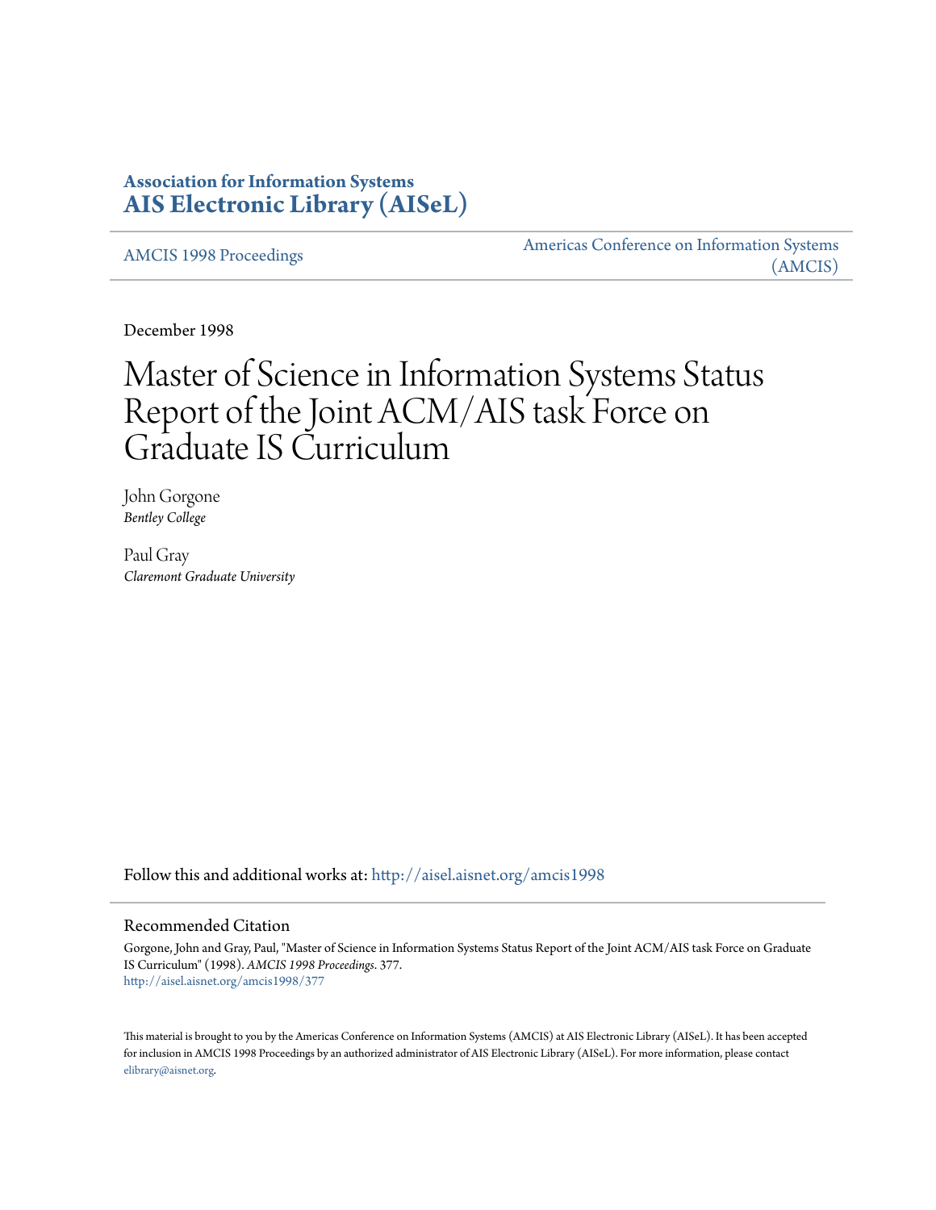**Association for Information Systems**
**AIS Electronic Library (AISeL)**

AMCIS 1998 Proceedings

Americas Conference on Information Systems (AMCIS)

December 1998

# Master of Science in Information Systems Status Report of the Joint ACM/AIS task Force on Graduate IS Curriculum

John Gorgone
*Bentley College*

Paul Gray
*Claremont Graduate University*

Follow this and additional works at: http://aisel.aisnet.org/amcis1998

## Recommended Citation

Gorgone, John and Gray, Paul, "Master of Science in Information Systems Status Report of the Joint ACM/AIS task Force on Graduate IS Curriculum" (1998). *AMCIS 1998 Proceedings*. 377.
http://aisel.aisnet.org/amcis1998/377

This material is brought to you by the Americas Conference on Information Systems (AMCIS) at AIS Electronic Library (AISeL). It has been accepted for inclusion in AMCIS 1998 Proceedings by an authorized administrator of AIS Electronic Library (AISeL). For more information, please contact elibrary@aisnet.org.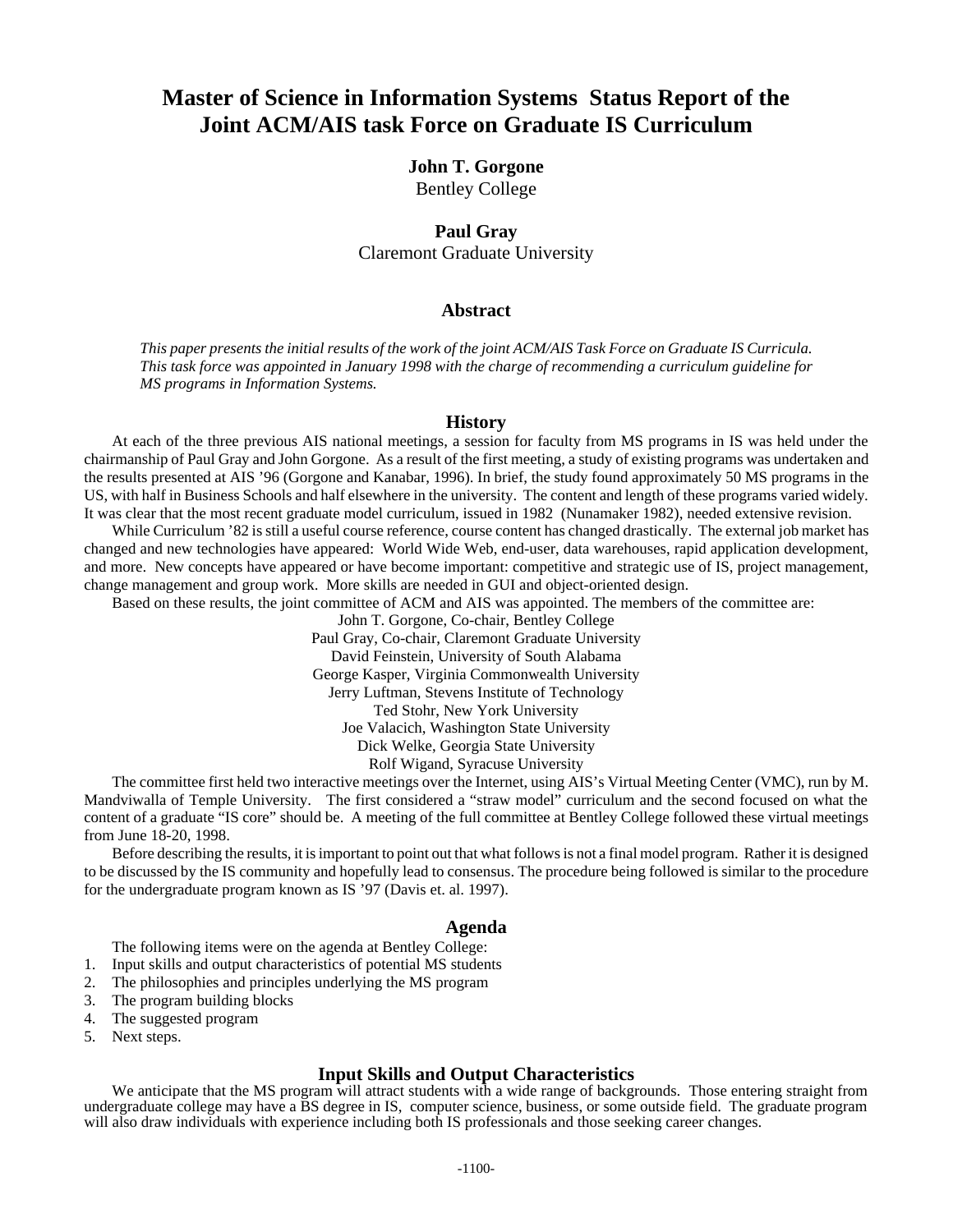# Master of Science in Information Systems Status Report of the Joint ACM/AIS task Force on Graduate IS Curriculum

**John T. Gorgone**
Bentley College

**Paul Gray**
Claremont Graduate University

## Abstract

*This paper presents the initial results of the work of the joint ACM/AIS Task Force on Graduate IS Curricula. This task force was appointed in January 1998 with the charge of recommending a curriculum guideline for MS programs in Information Systems.*

## History

At each of the three previous AIS national meetings, a session for faculty from MS programs in IS was held under the chairmanship of Paul Gray and John Gorgone. As a result of the first meeting, a study of existing programs was undertaken and the results presented at AIS '96 (Gorgone and Kanabar, 1996). In brief, the study found approximately 50 MS programs in the US, with half in Business Schools and half elsewhere in the university. The content and length of these programs varied widely. It was clear that the most recent graduate model curriculum, issued in 1982 (Nunamaker 1982), needed extensive revision.

While Curriculum '82 is still a useful course reference, course content has changed drastically. The external job market has changed and new technologies have appeared: World Wide Web, end-user, data warehouses, rapid application development, and more. New concepts have appeared or have become important: competitive and strategic use of IS, project management, change management and group work. More skills are needed in GUI and object-oriented design.

Based on these results, the joint committee of ACM and AIS was appointed. The members of the committee are:

John T. Gorgone, Co-chair, Bentley College
Paul Gray, Co-chair, Claremont Graduate University
David Feinstein, University of South Alabama
George Kasper, Virginia Commonwealth University
Jerry Luftman, Stevens Institute of Technology
Ted Stohr, New York University
Joe Valacich, Washington State University
Dick Welke, Georgia State University
Rolf Wigand, Syracuse University

The committee first held two interactive meetings over the Internet, using AIS's Virtual Meeting Center (VMC), run by M. Mandviwalla of Temple University. The first considered a "straw model" curriculum and the second focused on what the content of a graduate "IS core" should be. A meeting of the full committee at Bentley College followed these virtual meetings from June 18-20, 1998.

Before describing the results, it is important to point out that what follows is not a final model program. Rather it is designed to be discussed by the IS community and hopefully lead to consensus. The procedure being followed is similar to the procedure for the undergraduate program known as IS '97 (Davis et. al. 1997).

## Agenda

The following items were on the agenda at Bentley College:

1. Input skills and output characteristics of potential MS students
2. The philosophies and principles underlying the MS program
3. The program building blocks
4. The suggested program
5. Next steps.

## Input Skills and Output Characteristics

We anticipate that the MS program will attract students with a wide range of backgrounds. Those entering straight from undergraduate college may have a BS degree in IS, computer science, business, or some outside field. The graduate program will also draw individuals with experience including both IS professionals and those seeking career changes.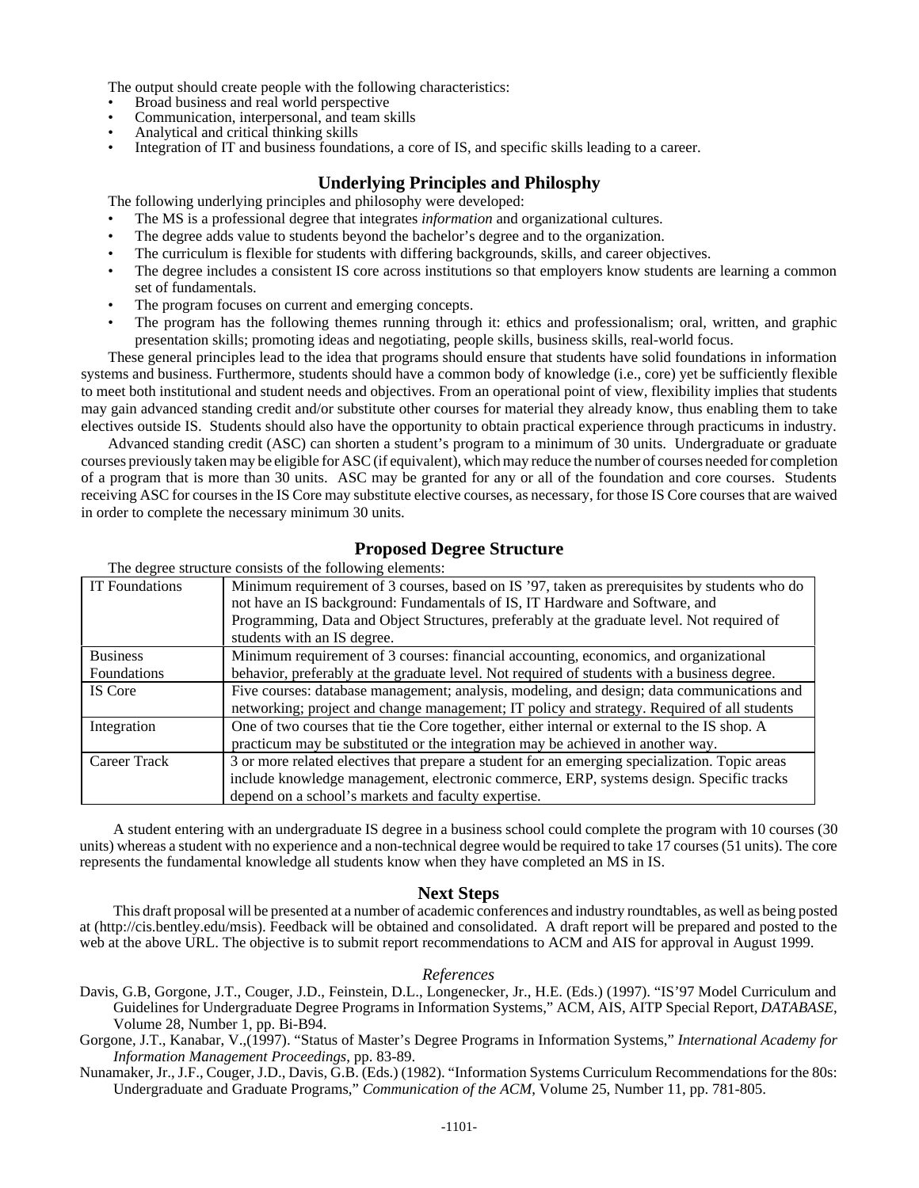The output should create people with the following characteristics:

- Broad business and real world perspective
- Communication, interpersonal, and team skills
- Analytical and critical thinking skills
- Integration of IT and business foundations, a core of IS, and specific skills leading to a career.

## Underlying Principles and Philosphy

The following underlying principles and philosophy were developed:

- The MS is a professional degree that integrates *information* and organizational cultures.
- The degree adds value to students beyond the bachelor's degree and to the organization.
- The curriculum is flexible for students with differing backgrounds, skills, and career objectives.
- The degree includes a consistent IS core across institutions so that employers know students are learning a common set of fundamentals.
- The program focuses on current and emerging concepts.
- The program has the following themes running through it: ethics and professionalism; oral, written, and graphic presentation skills; promoting ideas and negotiating, people skills, business skills, real-world focus.

These general principles lead to the idea that programs should ensure that students have solid foundations in information systems and business. Furthermore, students should have a common body of knowledge (i.e., core) yet be sufficiently flexible to meet both institutional and student needs and objectives. From an operational point of view, flexibility implies that students may gain advanced standing credit and/or substitute other courses for material they already know, thus enabling them to take electives outside IS. Students should also have the opportunity to obtain practical experience through practicums in industry.

Advanced standing credit (ASC) can shorten a student's program to a minimum of 30 units. Undergraduate or graduate courses previously taken may be eligible for ASC (if equivalent), which may reduce the number of courses needed for completion of a program that is more than 30 units. ASC may be granted for any or all of the foundation and core courses. Students receiving ASC for courses in the IS Core may substitute elective courses, as necessary, for those IS Core courses that are waived in order to complete the necessary minimum 30 units.

## Proposed Degree Structure

The degree structure consists of the following elements:

| | |
|---|---|
| IT Foundations | Minimum requirement of 3 courses, based on IS '97, taken as prerequisites by students who do not have an IS background: Fundamentals of IS, IT Hardware and Software, and Programming, Data and Object Structures, preferably at the graduate level. Not required of students with an IS degree. |
| Business Foundations | Minimum requirement of 3 courses: financial accounting, economics, and organizational behavior, preferably at the graduate level. Not required of students with a business degree. |
| IS Core | Five courses: database management; analysis, modeling, and design; data communications and networking; project and change management; IT policy and strategy. Required of all students |
| Integration | One of two courses that tie the Core together, either internal or external to the IS shop. A practicum may be substituted or the integration may be achieved in another way. |
| Career Track | 3 or more related electives that prepare a student for an emerging specialization. Topic areas include knowledge management, electronic commerce, ERP, systems design. Specific tracks depend on a school's markets and faculty expertise. |

A student entering with an undergraduate IS degree in a business school could complete the program with 10 courses (30 units) whereas a student with no experience and a non-technical degree would be required to take 17 courses (51 units). The core represents the fundamental knowledge all students know when they have completed an MS in IS.

## Next Steps

This draft proposal will be presented at a number of academic conferences and industry roundtables, as well as being posted at (http://cis.bentley.edu/msis). Feedback will be obtained and consolidated. A draft report will be prepared and posted to the web at the above URL. The objective is to submit report recommendations to ACM and AIS for approval in August 1999.

### *References*

Davis, G.B, Gorgone, J.T., Couger, J.D., Feinstein, D.L., Longenecker, Jr., H.E. (Eds.) (1997). "IS'97 Model Curriculum and Guidelines for Undergraduate Degree Programs in Information Systems," ACM, AIS, AITP Special Report, *DATABASE*, Volume 28, Number 1, pp. Bi-B94.

Gorgone, J.T., Kanabar, V.,(1997). "Status of Master's Degree Programs in Information Systems," *International Academy for Information Management Proceedings*, pp. 83-89.

Nunamaker, Jr., J.F., Couger, J.D., Davis, G.B. (Eds.) (1982). "Information Systems Curriculum Recommendations for the 80s: Undergraduate and Graduate Programs," *Communication of the ACM*, Volume 25, Number 11, pp. 781-805.